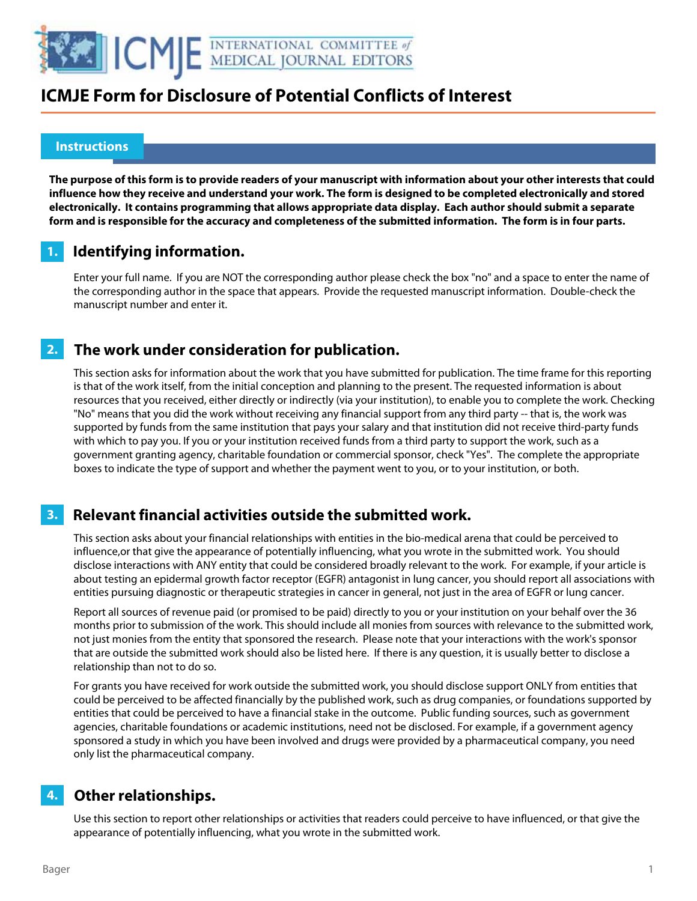# ICMJE Form for Disclosure of Potential Conflicts of Interest

## Instructions

**The purpose of this form is to provide readers of your manuscript with information about your other interests that could influence how they receive and understand your work. The form is designed to be completed electronically and stored electronically. It contains programming that allows appropriate data display. Each author should submit a separate form and is responsible for the accuracy and completeness of the submitted information. The form is in four parts.**

### 1. Identifying information.

Enter your full name. If you are NOT the corresponding author please check the box "no" and a space to enter the name of the corresponding author in the space that appears. Provide the requested manuscript information. Double-check the manuscript number and enter it.

### 2. The work under consideration for publication.

This section asks for information about the work that you have submitted for publication. The time frame for this reporting is that of the work itself, from the initial conception and planning to the present. The requested information is about resources that you received, either directly or indirectly (via your institution), to enable you to complete the work. Checking "No" means that you did the work without receiving any financial support from any third party -- that is, the work was supported by funds from the same institution that pays your salary and that institution did not receive third-party funds with which to pay you. If you or your institution received funds from a third party to support the work, such as a government granting agency, charitable foundation or commercial sponsor, check "Yes". The complete the appropriate boxes to indicate the type of support and whether the payment went to you, or to your institution, or both.

### 3. Relevant financial activities outside the submitted work.

This section asks about your financial relationships with entities in the bio-medical arena that could be perceived to influence,or that give the appearance of potentially influencing, what you wrote in the submitted work. You should disclose interactions with ANY entity that could be considered broadly relevant to the work. For example, if your article is about testing an epidermal growth factor receptor (EGFR) antagonist in lung cancer, you should report all associations with entities pursuing diagnostic or therapeutic strategies in cancer in general, not just in the area of EGFR or lung cancer.

Report all sources of revenue paid (or promised to be paid) directly to you or your institution on your behalf over the 36 months prior to submission of the work. This should include all monies from sources with relevance to the submitted work, not just monies from the entity that sponsored the research. Please note that your interactions with the work's sponsor that are outside the submitted work should also be listed here. If there is any question, it is usually better to disclose a relationship than not to do so.

For grants you have received for work outside the submitted work, you should disclose support ONLY from entities that could be perceived to be affected financially by the published work, such as drug companies, or foundations supported by entities that could be perceived to have a financial stake in the outcome. Public funding sources, such as government agencies, charitable foundations or academic institutions, need not be disclosed. For example, if a government agency sponsored a study in which you have been involved and drugs were provided by a pharmaceutical company, you need only list the pharmaceutical company.

### 4. Other relationships.

Use this section to report other relationships or activities that readers could perceive to have influenced, or that give the appearance of potentially influencing, what you wrote in the submitted work.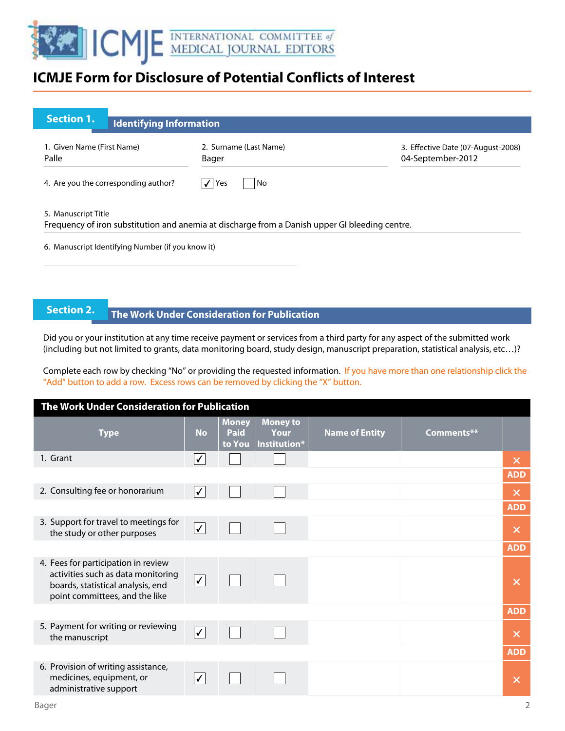# ICMJE Form for Disclosure of Potential Conflicts of Interest

## Section 1. Identifying Information

1. Given Name (First Name)
Palle

2. Surname (Last Name)
Bager

3. Effective Date (07-August-2008)
04-September-2012

4. Are you the corresponding author? ☑ Yes ☐ No

5. Manuscript Title
Frequency of iron substitution and anemia at discharge from a Danish upper GI bleeding centre.

6. Manuscript Identifying Number (if you know it)

## Section 2. The Work Under Consideration for Publication

Did you or your institution at any time receive payment or services from a third party for any aspect of the submitted work (including but not limited to grants, data monitoring board, study design, manuscript preparation, statistical analysis, etc…)?

Complete each row by checking "No" or providing the requested information. If you have more than one relationship click the "Add" button to add a row. Excess rows can be removed by clicking the "X" button.

**The Work Under Consideration for Publication**

| Type | No | Money Paid to You | Money to Your Institution* | Name of Entity | Comments** |
|---|---|---|---|---|---|
| 1. Grant | ☑ | ☐ | ☐ | | |
| 2. Consulting fee or honorarium | ☑ | ☐ | ☐ | | |
| 3. Support for travel to meetings for the study or other purposes | ☑ | ☐ | ☐ | | |
| 4. Fees for participation in review activities such as data monitoring boards, statistical analysis, end point committees, and the like | ☑ | ☐ | ☐ | | |
| 5. Payment for writing or reviewing the manuscript | ☑ | ☐ | ☐ | | |
| 6. Provision of writing assistance, medicines, equipment, or administrative support | ☑ | ☐ | ☐ | | |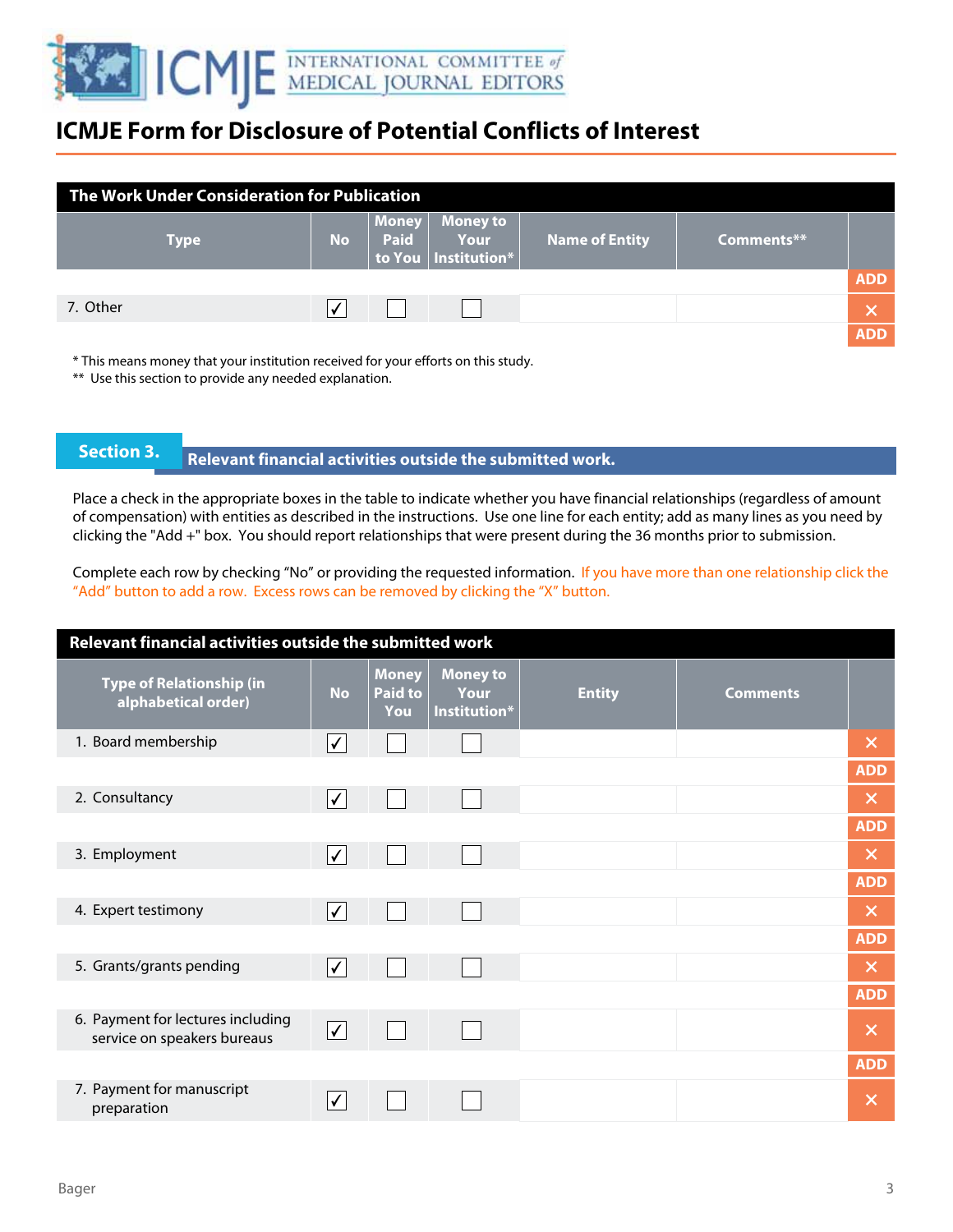# ICMJE Form for Disclosure of Potential Conflicts of Interest

| The Work Under Consideration for Publication | | | | | | |
|---|---|---|---|---|---|---|
| **Type** | **No** | **Money Paid to You** | **Money to Your Institution*** | **Name of Entity** | **Comments**** | |
| | | | | | | ADD |
| 7. Other | ✓ | ☐ | ☐ | | | ✕ |
| | | | | | | ADD |

\* This means money that your institution received for your efforts on this study.

\** Use this section to provide any needed explanation.

## Section 3. Relevant financial activities outside the submitted work.

Place a check in the appropriate boxes in the table to indicate whether you have financial relationships (regardless of amount of compensation) with entities as described in the instructions. Use one line for each entity; add as many lines as you need by clicking the "Add +" box. You should report relationships that were present during the 36 months prior to submission.

Complete each row by checking "No" or providing the requested information. If you have more than one relationship click the "Add" button to add a row. Excess rows can be removed by clicking the "X" button.

| Relevant financial activities outside the submitted work | | | | | | |
|---|---|---|---|---|---|---|
| **Type of Relationship (in alphabetical order)** | **No** | **Money Paid to You** | **Money to Your Institution*** | **Entity** | **Comments** | |
| 1. Board membership | ✓ | ☐ | ☐ | | | ✕ |
| | | | | | | ADD |
| 2. Consultancy | ✓ | ☐ | ☐ | | | ✕ |
| | | | | | | ADD |
| 3. Employment | ✓ | ☐ | ☐ | | | ✕ |
| | | | | | | ADD |
| 4. Expert testimony | ✓ | ☐ | ☐ | | | ✕ |
| | | | | | | ADD |
| 5. Grants/grants pending | ✓ | ☐ | ☐ | | | ✕ |
| | | | | | | ADD |
| 6. Payment for lectures including service on speakers bureaus | ✓ | ☐ | ☐ | | | ✕ |
| | | | | | | ADD |
| 7. Payment for manuscript preparation | ✓ | ☐ | ☐ | | | ✕ |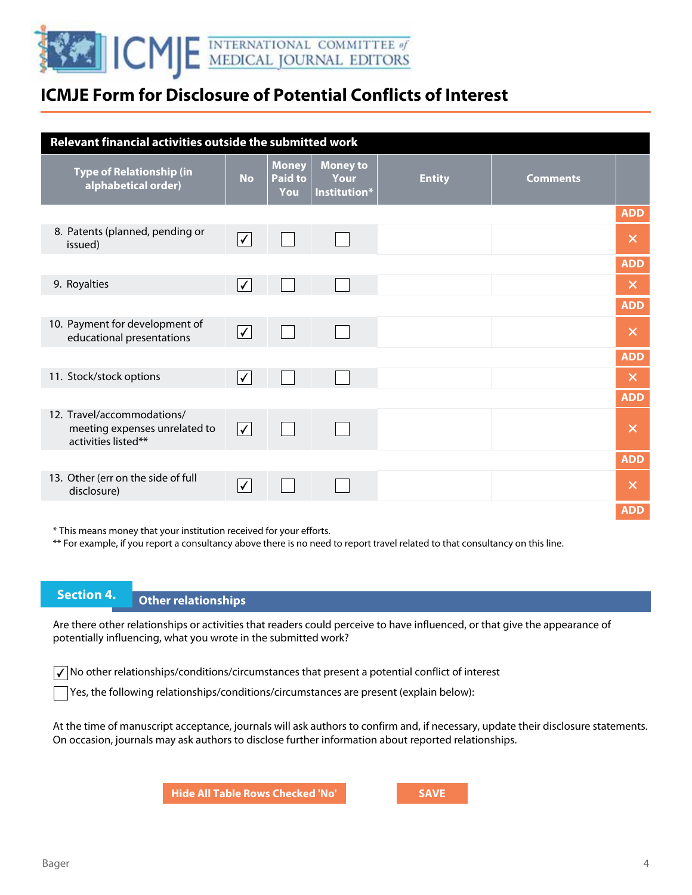# ICMJE Form for Disclosure of Potential Conflicts of Interest

**Relevant financial activities outside the submitted work**

| Type of Relationship (in alphabetical order) | No | Money Paid to You | Money to Your Institution* | Entity | Comments |
|---|---|---|---|---|---|
| 8. Patents (planned, pending or issued) | ✓ | ☐ | ☐ | | |
| 9. Royalties | ✓ | ☐ | ☐ | | |
| 10. Payment for development of educational presentations | ✓ | ☐ | ☐ | | |
| 11. Stock/stock options | ✓ | ☐ | ☐ | | |
| 12. Travel/accommodations/ meeting expenses unrelated to activities listed** | ✓ | ☐ | ☐ | | |
| 13. Other (err on the side of full disclosure) | ✓ | ☐ | ☐ | | |

\* This means money that your institution received for your efforts.

\*\* For example, if you report a consultancy above there is no need to report travel related to that consultancy on this line.

## Section 4. Other relationships

Are there other relationships or activities that readers could perceive to have influenced, or that give the appearance of potentially influencing, what you wrote in the submitted work?

☑ No other relationships/conditions/circumstances that present a potential conflict of interest

☐ Yes, the following relationships/conditions/circumstances are present (explain below):

At the time of manuscript acceptance, journals will ask authors to confirm and, if necessary, update their disclosure statements. On occasion, journals may ask authors to disclose further information about reported relationships.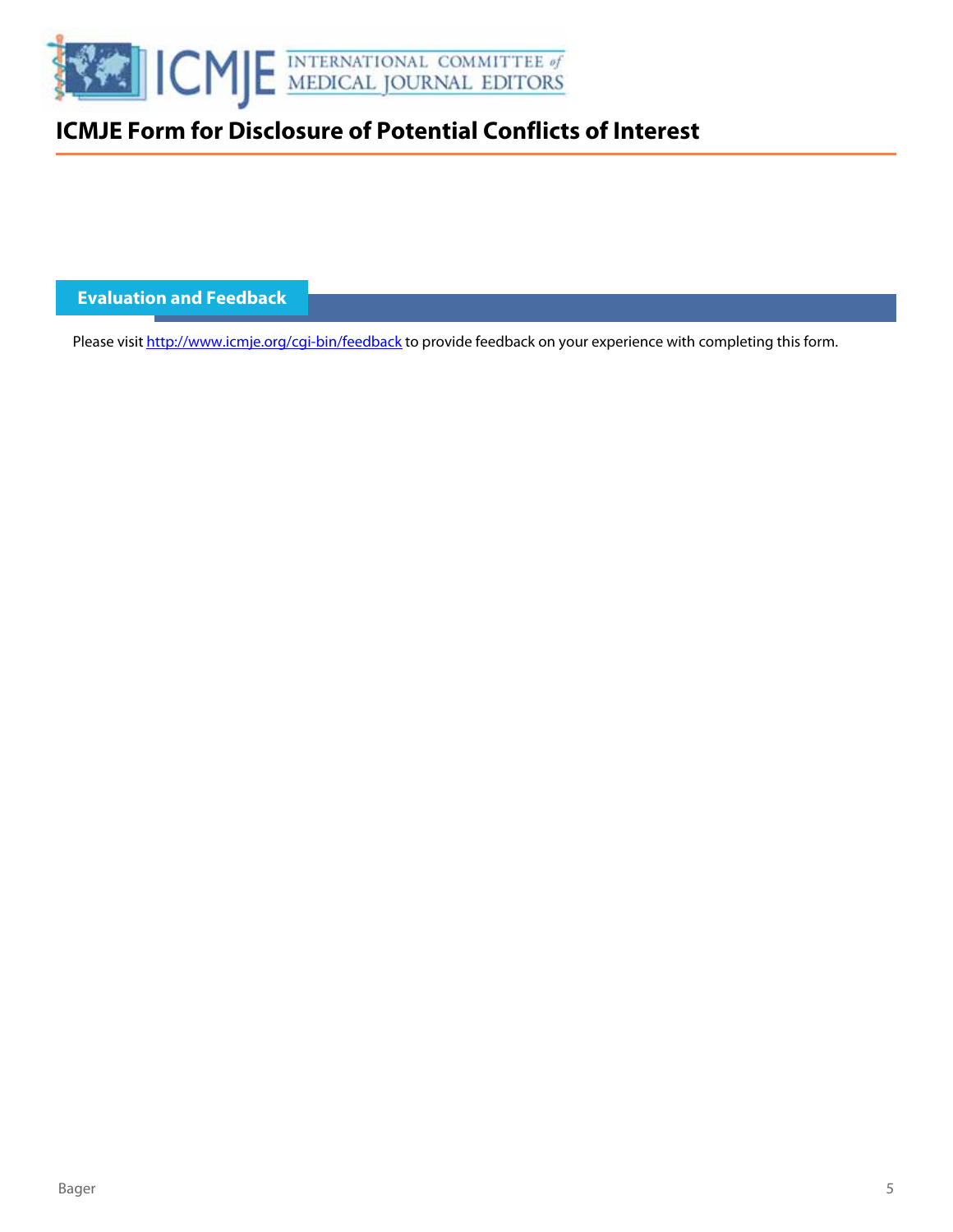# ICMJE Form for Disclosure of Potential Conflicts of Interest

## Evaluation and Feedback

Please visit [http://www.icmje.org/cgi-bin/feedback](http://www.icmje.org/cgi-bin/feedback) to provide feedback on your experience with completing this form.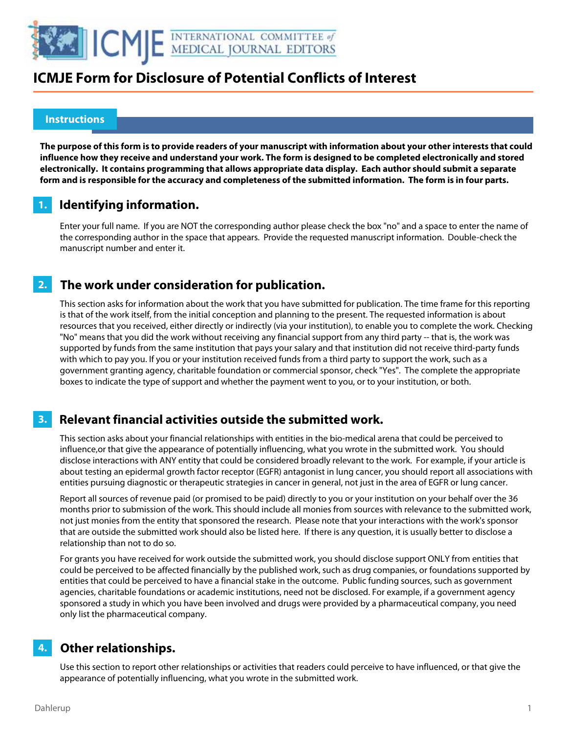# ICMJE Form for Disclosure of Potential Conflicts of Interest

## Instructions

**The purpose of this form is to provide readers of your manuscript with information about your other interests that could influence how they receive and understand your work. The form is designed to be completed electronically and stored electronically. It contains programming that allows appropriate data display. Each author should submit a separate form and is responsible for the accuracy and completeness of the submitted information. The form is in four parts.**

### 1. Identifying information.

Enter your full name. If you are NOT the corresponding author please check the box "no" and a space to enter the name of the corresponding author in the space that appears. Provide the requested manuscript information. Double-check the manuscript number and enter it.

### 2. The work under consideration for publication.

This section asks for information about the work that you have submitted for publication. The time frame for this reporting is that of the work itself, from the initial conception and planning to the present. The requested information is about resources that you received, either directly or indirectly (via your institution), to enable you to complete the work. Checking "No" means that you did the work without receiving any financial support from any third party -- that is, the work was supported by funds from the same institution that pays your salary and that institution did not receive third-party funds with which to pay you. If you or your institution received funds from a third party to support the work, such as a government granting agency, charitable foundation or commercial sponsor, check "Yes". The complete the appropriate boxes to indicate the type of support and whether the payment went to you, or to your institution, or both.

### 3. Relevant financial activities outside the submitted work.

This section asks about your financial relationships with entities in the bio-medical arena that could be perceived to influence,or that give the appearance of potentially influencing, what you wrote in the submitted work. You should disclose interactions with ANY entity that could be considered broadly relevant to the work. For example, if your article is about testing an epidermal growth factor receptor (EGFR) antagonist in lung cancer, you should report all associations with entities pursuing diagnostic or therapeutic strategies in cancer in general, not just in the area of EGFR or lung cancer.

Report all sources of revenue paid (or promised to be paid) directly to you or your institution on your behalf over the 36 months prior to submission of the work. This should include all monies from sources with relevance to the submitted work, not just monies from the entity that sponsored the research. Please note that your interactions with the work's sponsor that are outside the submitted work should also be listed here. If there is any question, it is usually better to disclose a relationship than not to do so.

For grants you have received for work outside the submitted work, you should disclose support ONLY from entities that could be perceived to be affected financially by the published work, such as drug companies, or foundations supported by entities that could be perceived to have a financial stake in the outcome. Public funding sources, such as government agencies, charitable foundations or academic institutions, need not be disclosed. For example, if a government agency sponsored a study in which you have been involved and drugs were provided by a pharmaceutical company, you need only list the pharmaceutical company.

### 4. Other relationships.

Use this section to report other relationships or activities that readers could perceive to have influenced, or that give the appearance of potentially influencing, what you wrote in the submitted work.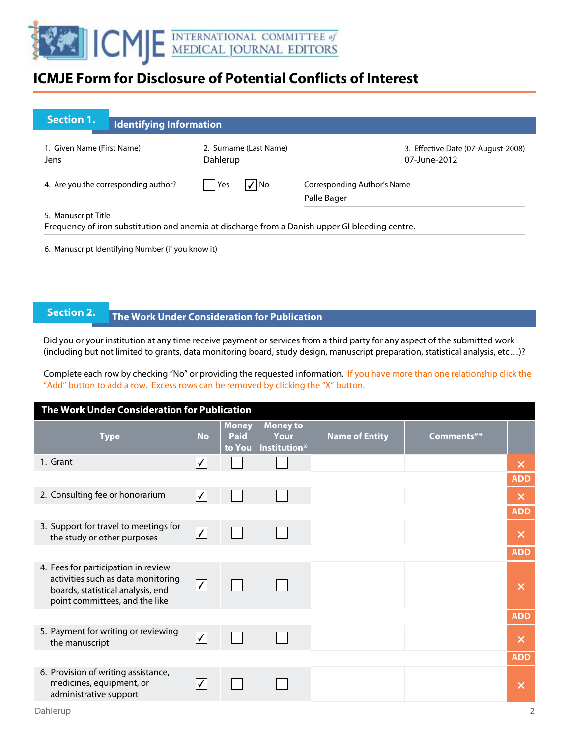# ICMJE Form for Disclosure of Potential Conflicts of Interest

## Section 1. Identifying Information

1. Given Name (First Name)
Jens

2. Surname (Last Name)
Dahlerup

3. Effective Date (07-August-2008)
07-June-2012

4. Are you the corresponding author? ☐ Yes ☑ No

Corresponding Author's Name
Palle Bager

5. Manuscript Title
Frequency of iron substitution and anemia at discharge from a Danish upper GI bleeding centre.

6. Manuscript Identifying Number (if you know it)

## Section 2. The Work Under Consideration for Publication

Did you or your institution at any time receive payment or services from a third party for any aspect of the submitted work (including but not limited to grants, data monitoring board, study design, manuscript preparation, statistical analysis, etc…)?

Complete each row by checking "No" or providing the requested information. If you have more than one relationship click the "Add" button to add a row. Excess rows can be removed by clicking the "X" button.

**The Work Under Consideration for Publication**

| Type | No | Money Paid to You | Money to Your Institution* | Name of Entity | Comments** |
|---|---|---|---|---|---|
| 1. Grant | ☑ | ☐ | ☐ | | |
| 2. Consulting fee or honorarium | ☑ | ☐ | ☐ | | |
| 3. Support for travel to meetings for the study or other purposes | ☑ | ☐ | ☐ | | |
| 4. Fees for participation in review activities such as data monitoring boards, statistical analysis, end point committees, and the like | ☑ | ☐ | ☐ | | |
| 5. Payment for writing or reviewing the manuscript | ☑ | ☐ | ☐ | | |
| 6. Provision of writing assistance, medicines, equipment, or administrative support | ☑ | ☐ | ☐ | | |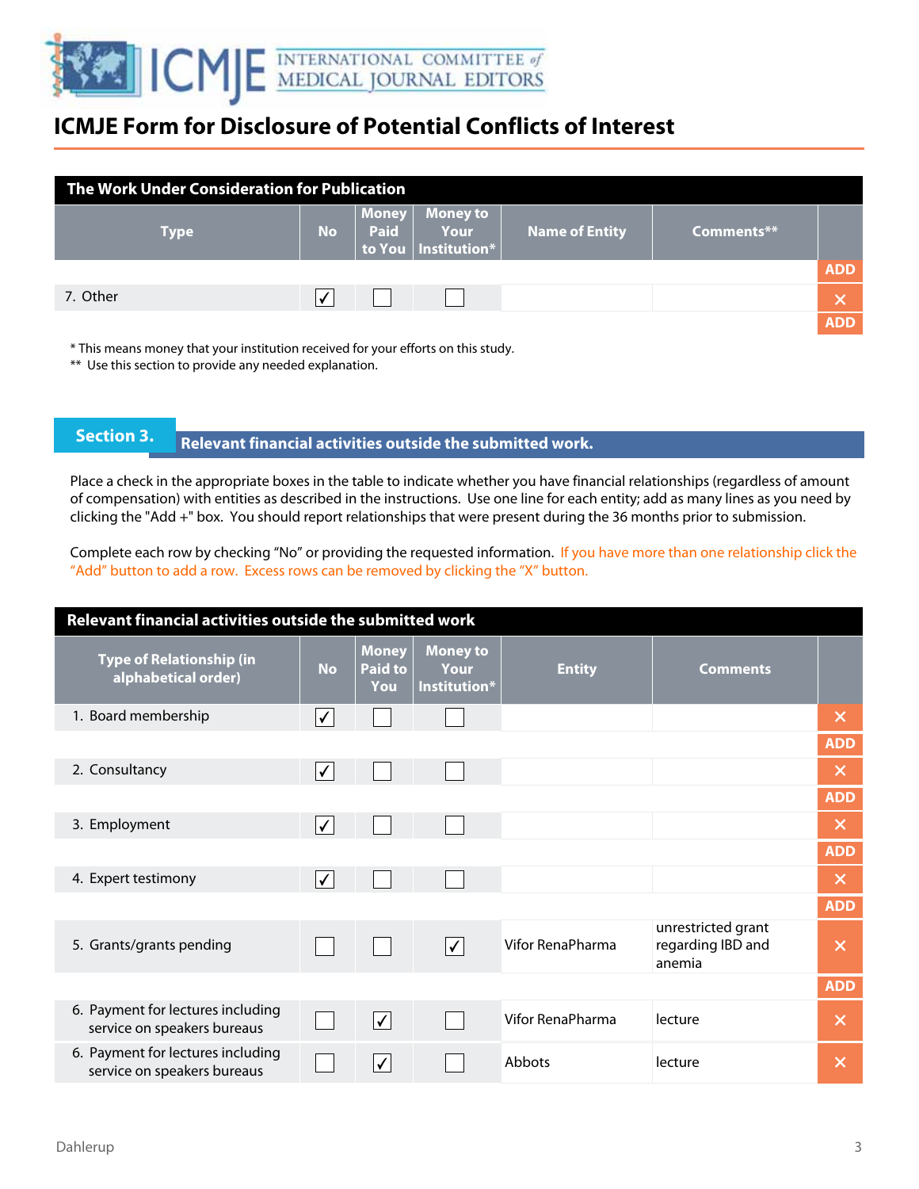# ICMJE Form for Disclosure of Potential Conflicts of Interest

**The Work Under Consideration for Publication**

| Type | No | Money Paid to You | Money to Your Institution* | Name of Entity | Comments** |
|---|---|---|---|---|---|
| 7. Other | ✓ | | | | |

\* This means money that your institution received for your efforts on this study.

\*\* Use this section to provide any needed explanation.

## Section 3. Relevant financial activities outside the submitted work.

Place a check in the appropriate boxes in the table to indicate whether you have financial relationships (regardless of amount of compensation) with entities as described in the instructions. Use one line for each entity; add as many lines as you need by clicking the "Add +" box. You should report relationships that were present during the 36 months prior to submission.

Complete each row by checking "No" or providing the requested information. If you have more than one relationship click the "Add" button to add a row. Excess rows can be removed by clicking the "X" button.

**Relevant financial activities outside the submitted work**

| Type of Relationship (in alphabetical order) | No | Money Paid to You | Money to Your Institution* | Entity | Comments |
|---|---|---|---|---|---|
| 1. Board membership | ✓ | | | | |
| 2. Consultancy | ✓ | | | | |
| 3. Employment | ✓ | | | | |
| 4. Expert testimony | ✓ | | | | |
| 5. Grants/grants pending | | | ✓ | Vifor RenaPharma | unrestricted grant regarding IBD and anemia |
| 6. Payment for lectures including service on speakers bureaus | | ✓ | | Vifor RenaPharma | lecture |
| 6. Payment for lectures including service on speakers bureaus | | ✓ | | Abbots | lecture |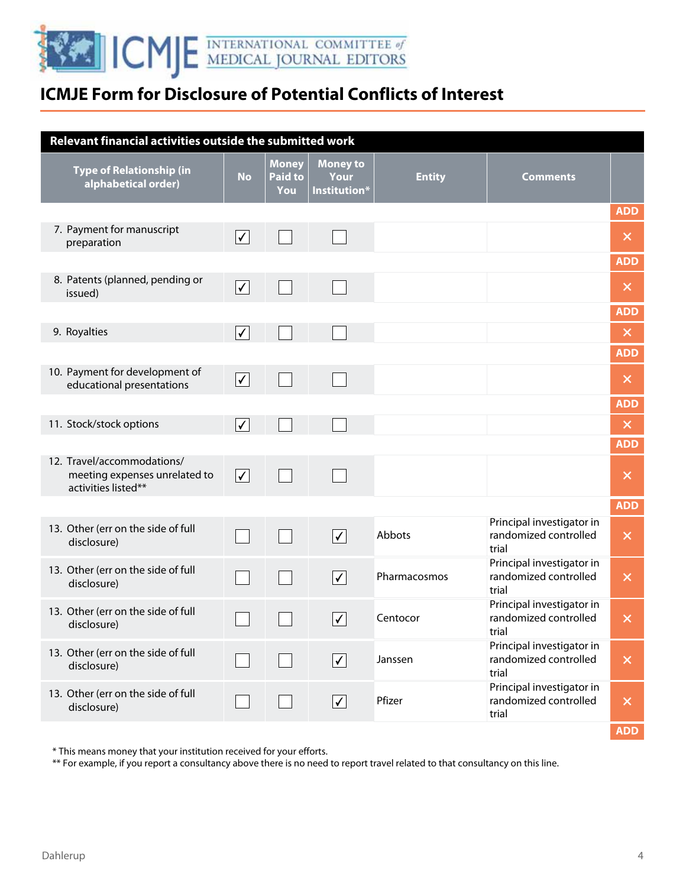# ICMJE Form for Disclosure of Potential Conflicts of Interest

| Relevant financial activities outside the submitted work | | | | | |
|---|---|---|---|---|---|
| **Type of Relationship (in alphabetical order)** | **No** | **Money Paid to You** | **Money to Your Institution*** | **Entity** | **Comments** |
| 7. Payment for manuscript preparation | ✓ | | | | |
| 8. Patents (planned, pending or issued) | ✓ | | | | |
| 9. Royalties | ✓ | | | | |
| 10. Payment for development of educational presentations | ✓ | | | | |
| 11. Stock/stock options | ✓ | | | | |
| 12. Travel/accommodations/ meeting expenses unrelated to activities listed** | ✓ | | | | |
| 13. Other (err on the side of full disclosure) | | | ✓ | Abbots | Principal investigator in randomized controlled trial |
| 13. Other (err on the side of full disclosure) | | | ✓ | Pharmacosmos | Principal investigator in randomized controlled trial |
| 13. Other (err on the side of full disclosure) | | | ✓ | Centocor | Principal investigator in randomized controlled trial |
| 13. Other (err on the side of full disclosure) | | | ✓ | Janssen | Principal investigator in randomized controlled trial |
| 13. Other (err on the side of full disclosure) | | | ✓ | Pfizer | Principal investigator in randomized controlled trial |

* This means money that your institution received for your efforts.
** For example, if you report a consultancy above there is no need to report travel related to that consultancy on this line.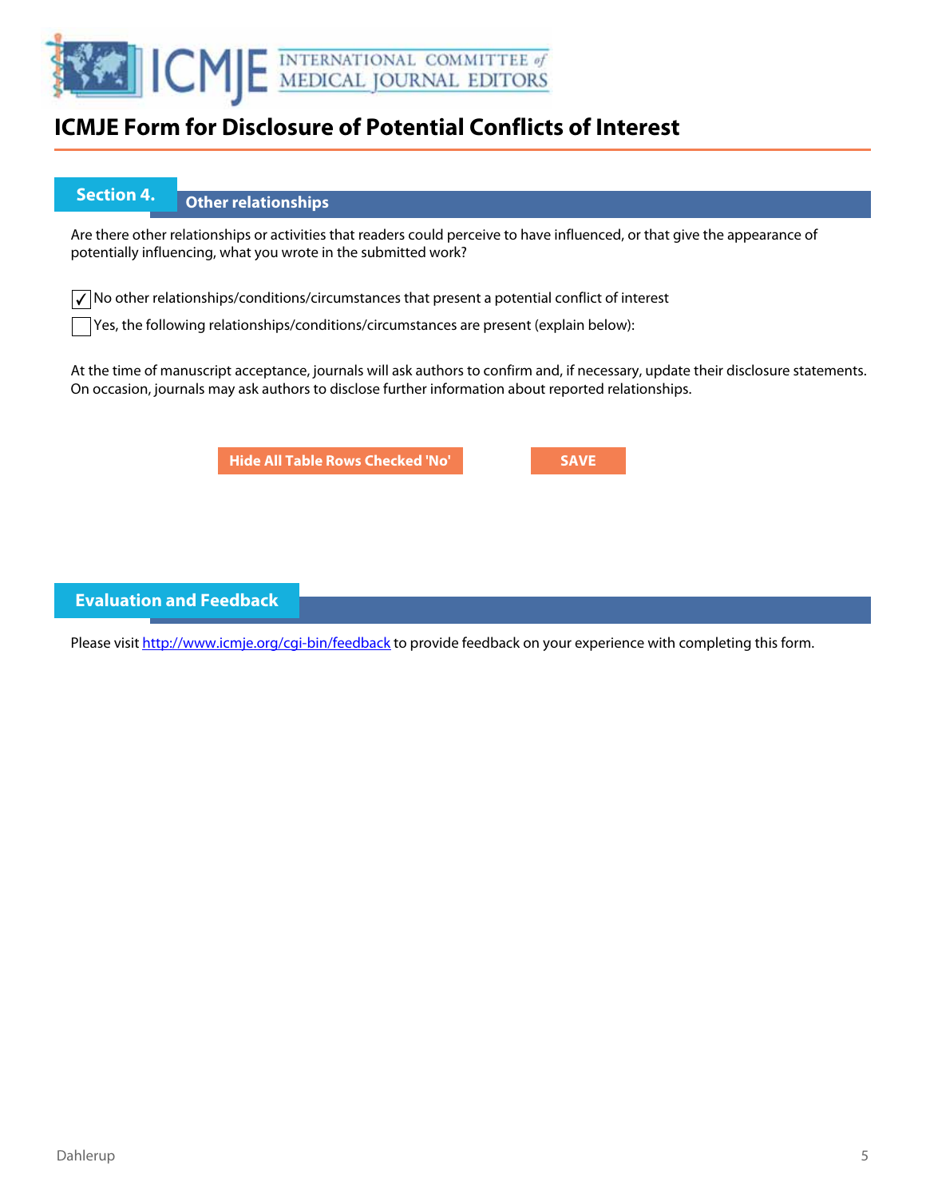# ICMJE Form for Disclosure of Potential Conflicts of Interest

## Section 4. Other relationships

Are there other relationships or activities that readers could perceive to have influenced, or that give the appearance of potentially influencing, what you wrote in the submitted work?

- [x] No other relationships/conditions/circumstances that present a potential conflict of interest
- [ ] Yes, the following relationships/conditions/circumstances are present (explain below):

At the time of manuscript acceptance, journals will ask authors to confirm and, if necessary, update their disclosure statements. On occasion, journals may ask authors to disclose further information about reported relationships.

Hide All Table Rows Checked 'No' SAVE

## Evaluation and Feedback

Please visit http://www.icmje.org/cgi-bin/feedback to provide feedback on your experience with completing this form.